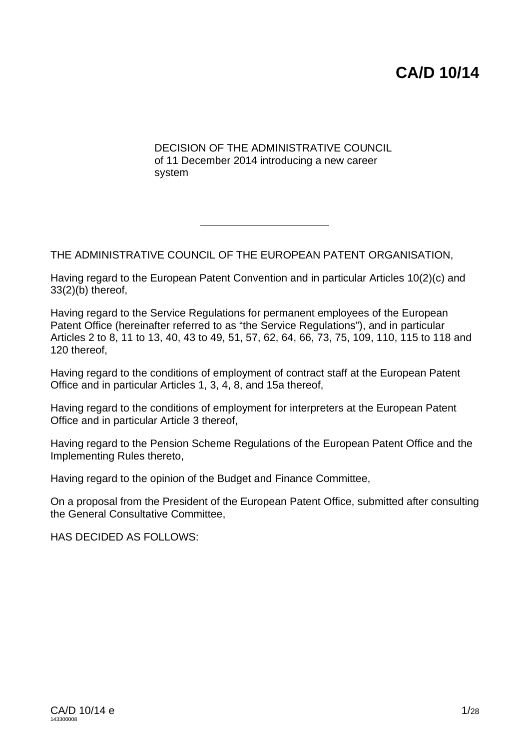# CA/D 10/14

DECISION OF THE ADMINISTRATIVE COUNCIL
of 11 December 2014 introducing a new career system

---

THE ADMINISTRATIVE COUNCIL OF THE EUROPEAN PATENT ORGANISATION,

Having regard to the European Patent Convention and in particular Articles 10(2)(c) and 33(2)(b) thereof,

Having regard to the Service Regulations for permanent employees of the European Patent Office (hereinafter referred to as "the Service Regulations"), and in particular Articles 2 to 8, 11 to 13, 40, 43 to 49, 51, 57, 62, 64, 66, 73, 75, 109, 110, 115 to 118 and 120 thereof,

Having regard to the conditions of employment of contract staff at the European Patent Office and in particular Articles 1, 3, 4, 8, and 15a thereof,

Having regard to the conditions of employment for interpreters at the European Patent Office and in particular Article 3 thereof,

Having regard to the Pension Scheme Regulations of the European Patent Office and the Implementing Rules thereto,

Having regard to the opinion of the Budget and Finance Committee,

On a proposal from the President of the European Patent Office, submitted after consulting the General Consultative Committee,

HAS DECIDED AS FOLLOWS: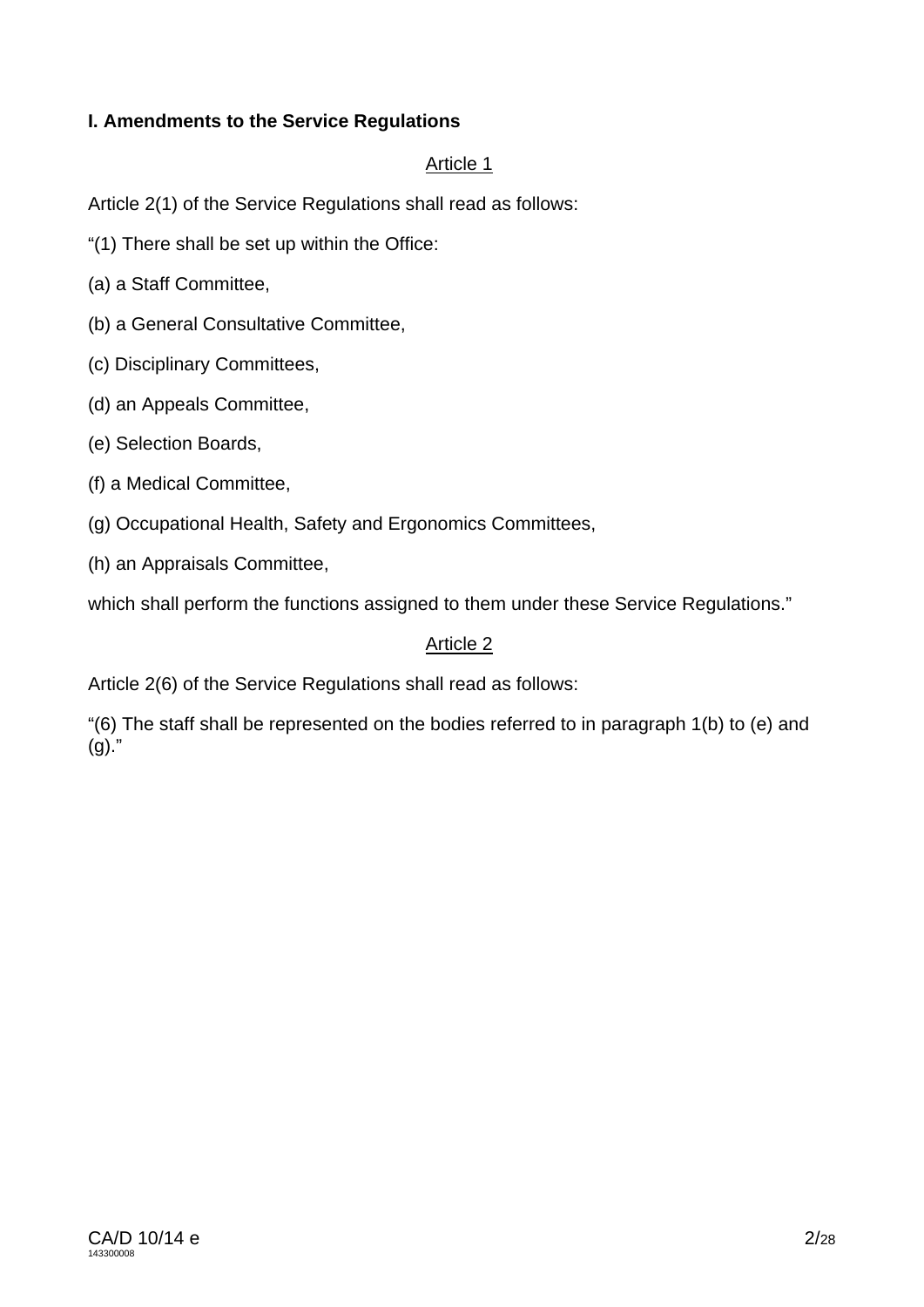**I. Amendments to the Service Regulations**

Article 1

Article 2(1) of the Service Regulations shall read as follows:

"(1) There shall be set up within the Office:

(a) a Staff Committee,

(b) a General Consultative Committee,

(c) Disciplinary Committees,

(d) an Appeals Committee,

(e) Selection Boards,

(f) a Medical Committee,

(g) Occupational Health, Safety and Ergonomics Committees,

(h) an Appraisals Committee,

which shall perform the functions assigned to them under these Service Regulations."

Article 2

Article 2(6) of the Service Regulations shall read as follows:

"(6) The staff shall be represented on the bodies referred to in paragraph 1(b) to (e) and (g)."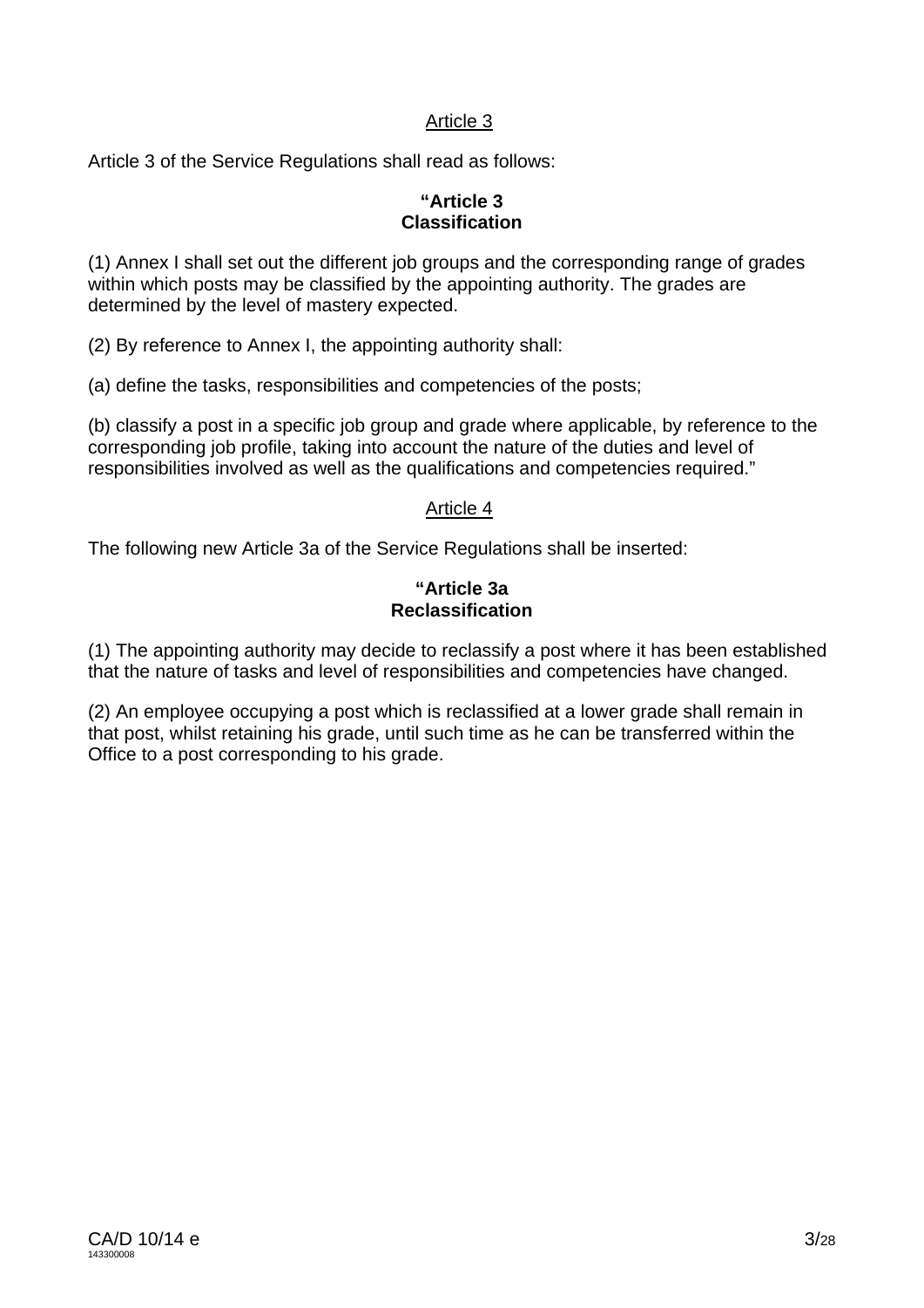<u>Article 3</u>

Article 3 of the Service Regulations shall read as follows:

**"Article 3**
**Classification**

(1) Annex I shall set out the different job groups and the corresponding range of grades within which posts may be classified by the appointing authority. The grades are determined by the level of mastery expected.

(2) By reference to Annex I, the appointing authority shall:

(a) define the tasks, responsibilities and competencies of the posts;

(b) classify a post in a specific job group and grade where applicable, by reference to the corresponding job profile, taking into account the nature of the duties and level of responsibilities involved as well as the qualifications and competencies required."

<u>Article 4</u>

The following new Article 3a of the Service Regulations shall be inserted:

**"Article 3a**
**Reclassification**

(1) The appointing authority may decide to reclassify a post where it has been established that the nature of tasks and level of responsibilities and competencies have changed.

(2) An employee occupying a post which is reclassified at a lower grade shall remain in that post, whilst retaining his grade, until such time as he can be transferred within the Office to a post corresponding to his grade.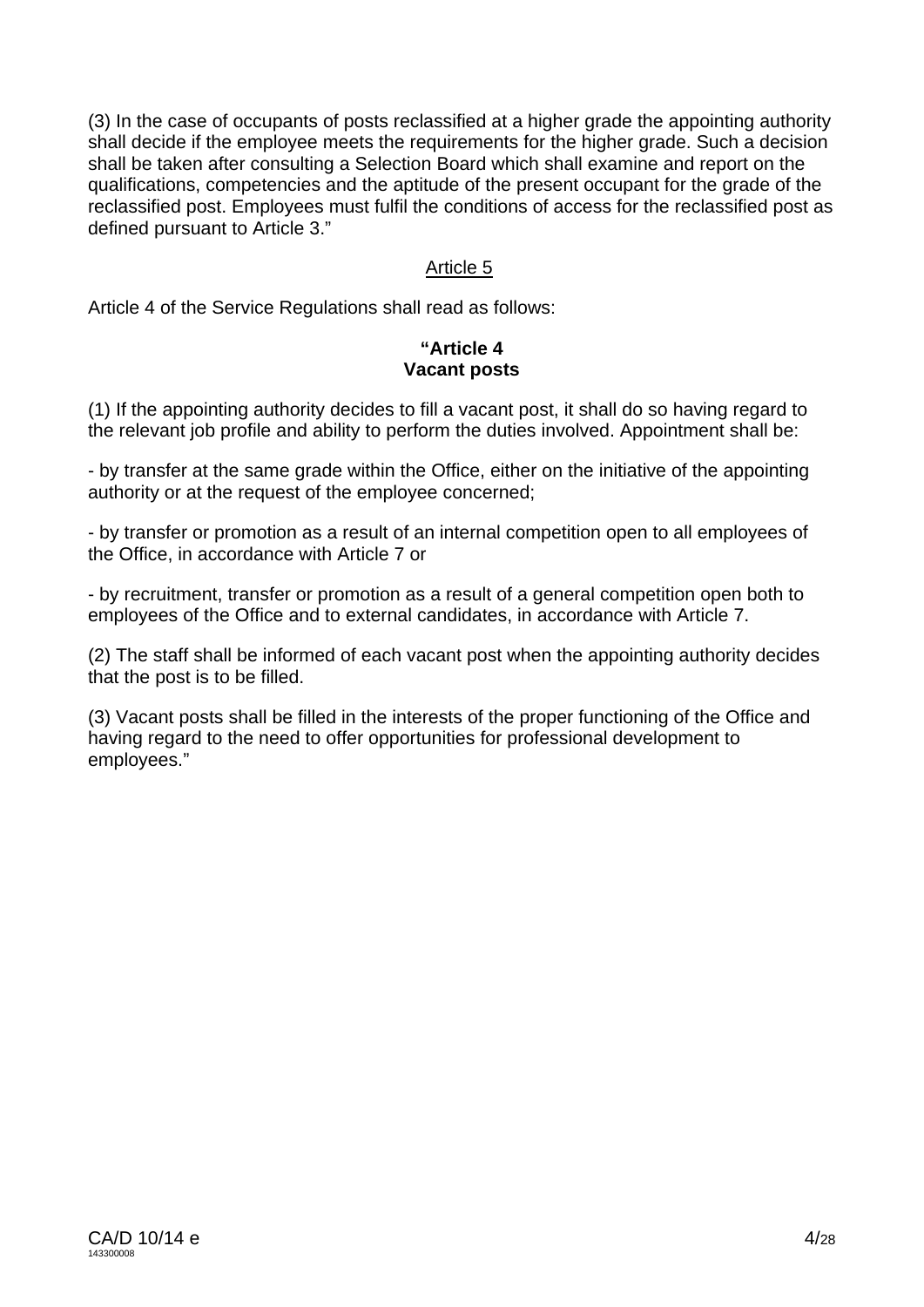(3) In the case of occupants of posts reclassified at a higher grade the appointing authority shall decide if the employee meets the requirements for the higher grade. Such a decision shall be taken after consulting a Selection Board which shall examine and report on the qualifications, competencies and the aptitude of the present occupant for the grade of the reclassified post. Employees must fulfil the conditions of access for the reclassified post as defined pursuant to Article 3."

## Article 5

Article 4 of the Service Regulations shall read as follows:

**"Article 4**
**Vacant posts**

(1) If the appointing authority decides to fill a vacant post, it shall do so having regard to the relevant job profile and ability to perform the duties involved. Appointment shall be:

- by transfer at the same grade within the Office, either on the initiative of the appointing authority or at the request of the employee concerned;

- by transfer or promotion as a result of an internal competition open to all employees of the Office, in accordance with Article 7 or

- by recruitment, transfer or promotion as a result of a general competition open both to employees of the Office and to external candidates, in accordance with Article 7.

(2) The staff shall be informed of each vacant post when the appointing authority decides that the post is to be filled.

(3) Vacant posts shall be filled in the interests of the proper functioning of the Office and having regard to the need to offer opportunities for professional development to employees."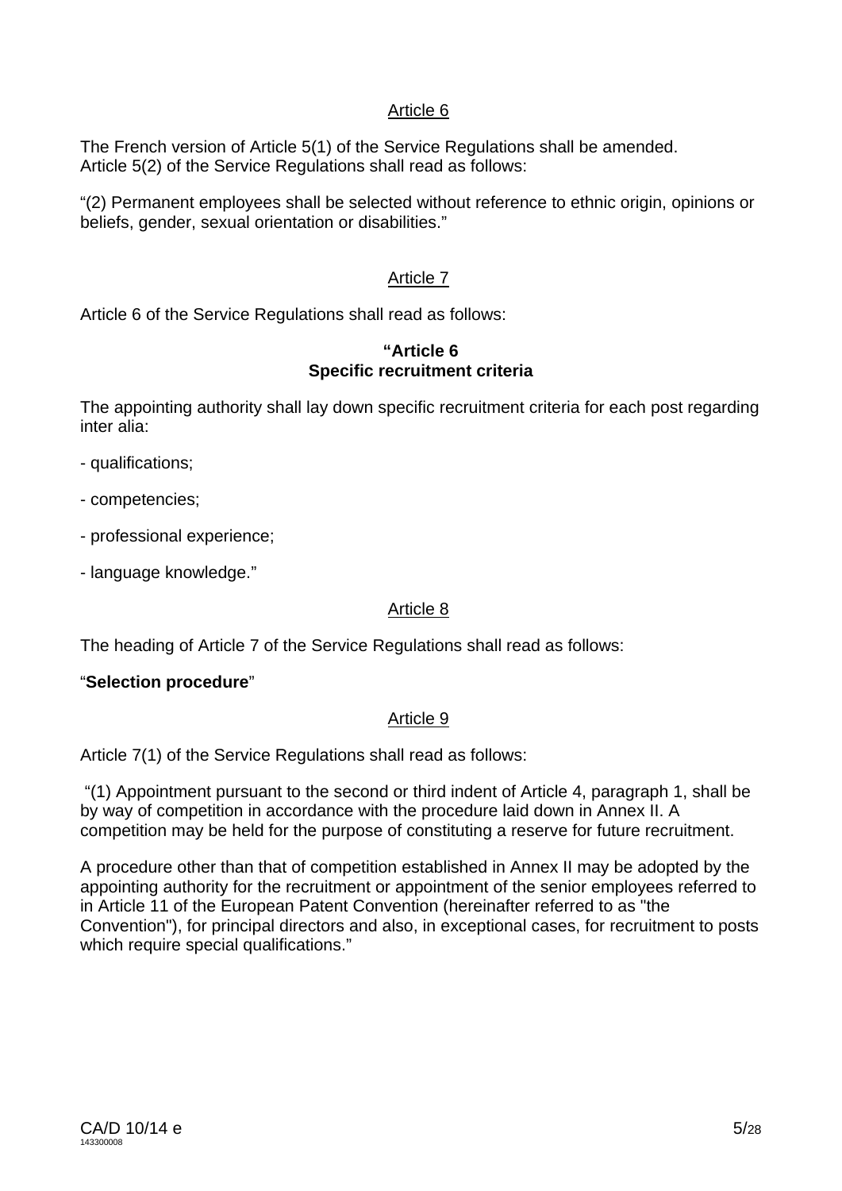<u>Article 6</u>

The French version of Article 5(1) of the Service Regulations shall be amended.
Article 5(2) of the Service Regulations shall read as follows:

"(2) Permanent employees shall be selected without reference to ethnic origin, opinions or beliefs, gender, sexual orientation or disabilities."

<u>Article 7</u>

Article 6 of the Service Regulations shall read as follows:

**"Article 6**
**Specific recruitment criteria**

The appointing authority shall lay down specific recruitment criteria for each post regarding inter alia:

- qualifications;

- competencies;

- professional experience;

- language knowledge."

<u>Article 8</u>

The heading of Article 7 of the Service Regulations shall read as follows:

"**Selection procedure**"

<u>Article 9</u>

Article 7(1) of the Service Regulations shall read as follows:

"(1) Appointment pursuant to the second or third indent of Article 4, paragraph 1, shall be by way of competition in accordance with the procedure laid down in Annex II. A competition may be held for the purpose of constituting a reserve for future recruitment.

A procedure other than that of competition established in Annex II may be adopted by the appointing authority for the recruitment or appointment of the senior employees referred to in Article 11 of the European Patent Convention (hereinafter referred to as "the Convention"), for principal directors and also, in exceptional cases, for recruitment to posts which require special qualifications."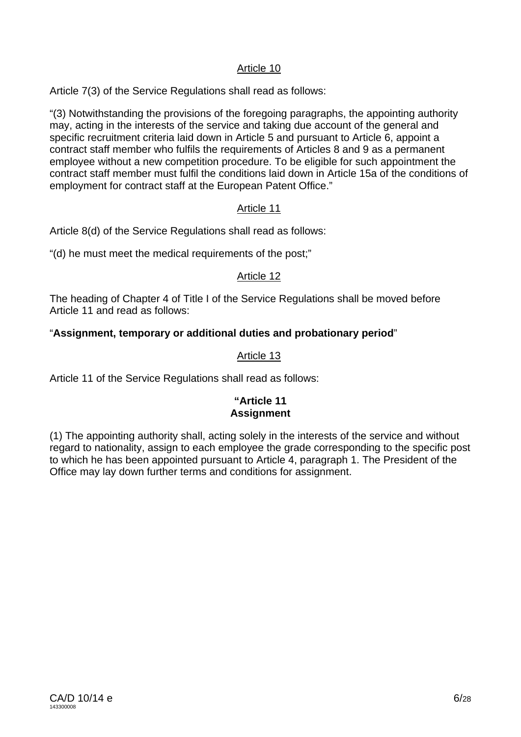Article 10

Article 7(3) of the Service Regulations shall read as follows:

"(3) Notwithstanding the provisions of the foregoing paragraphs, the appointing authority may, acting in the interests of the service and taking due account of the general and specific recruitment criteria laid down in Article 5 and pursuant to Article 6, appoint a contract staff member who fulfils the requirements of Articles 8 and 9 as a permanent employee without a new competition procedure. To be eligible for such appointment the contract staff member must fulfil the conditions laid down in Article 15a of the conditions of employment for contract staff at the European Patent Office."

Article 11

Article 8(d) of the Service Regulations shall read as follows:

"(d) he must meet the medical requirements of the post;"

Article 12

The heading of Chapter 4 of Title I of the Service Regulations shall be moved before Article 11 and read as follows:

"**Assignment, temporary or additional duties and probationary period**"

Article 13

Article 11 of the Service Regulations shall read as follows:

**"Article 11**
**Assignment**

(1) The appointing authority shall, acting solely in the interests of the service and without regard to nationality, assign to each employee the grade corresponding to the specific post to which he has been appointed pursuant to Article 4, paragraph 1. The President of the Office may lay down further terms and conditions for assignment.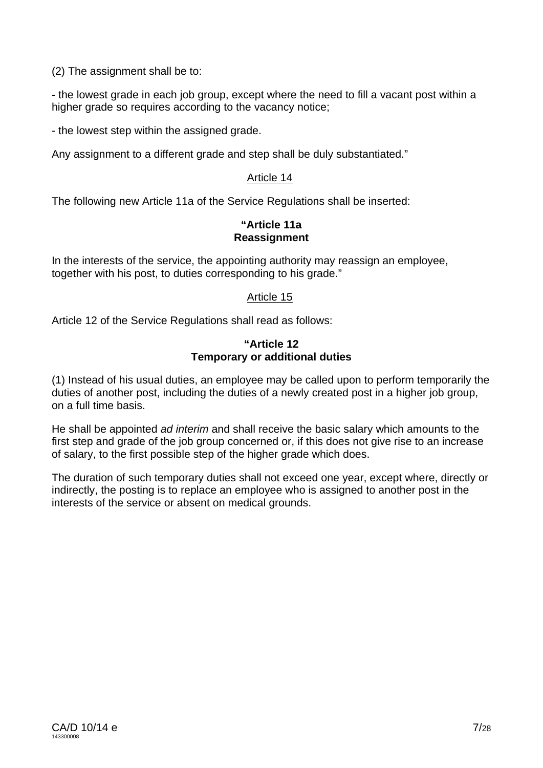(2) The assignment shall be to:

- the lowest grade in each job group, except where the need to fill a vacant post within a higher grade so requires according to the vacancy notice;

- the lowest step within the assigned grade.

Any assignment to a different grade and step shall be duly substantiated."

Article 14

The following new Article 11a of the Service Regulations shall be inserted:

**"Article 11a**
**Reassignment**

In the interests of the service, the appointing authority may reassign an employee, together with his post, to duties corresponding to his grade."

Article 15

Article 12 of the Service Regulations shall read as follows:

**"Article 12**
**Temporary or additional duties**

(1) Instead of his usual duties, an employee may be called upon to perform temporarily the duties of another post, including the duties of a newly created post in a higher job group, on a full time basis.

He shall be appointed *ad interim* and shall receive the basic salary which amounts to the first step and grade of the job group concerned or, if this does not give rise to an increase of salary, to the first possible step of the higher grade which does.

The duration of such temporary duties shall not exceed one year, except where, directly or indirectly, the posting is to replace an employee who is assigned to another post in the interests of the service or absent on medical grounds.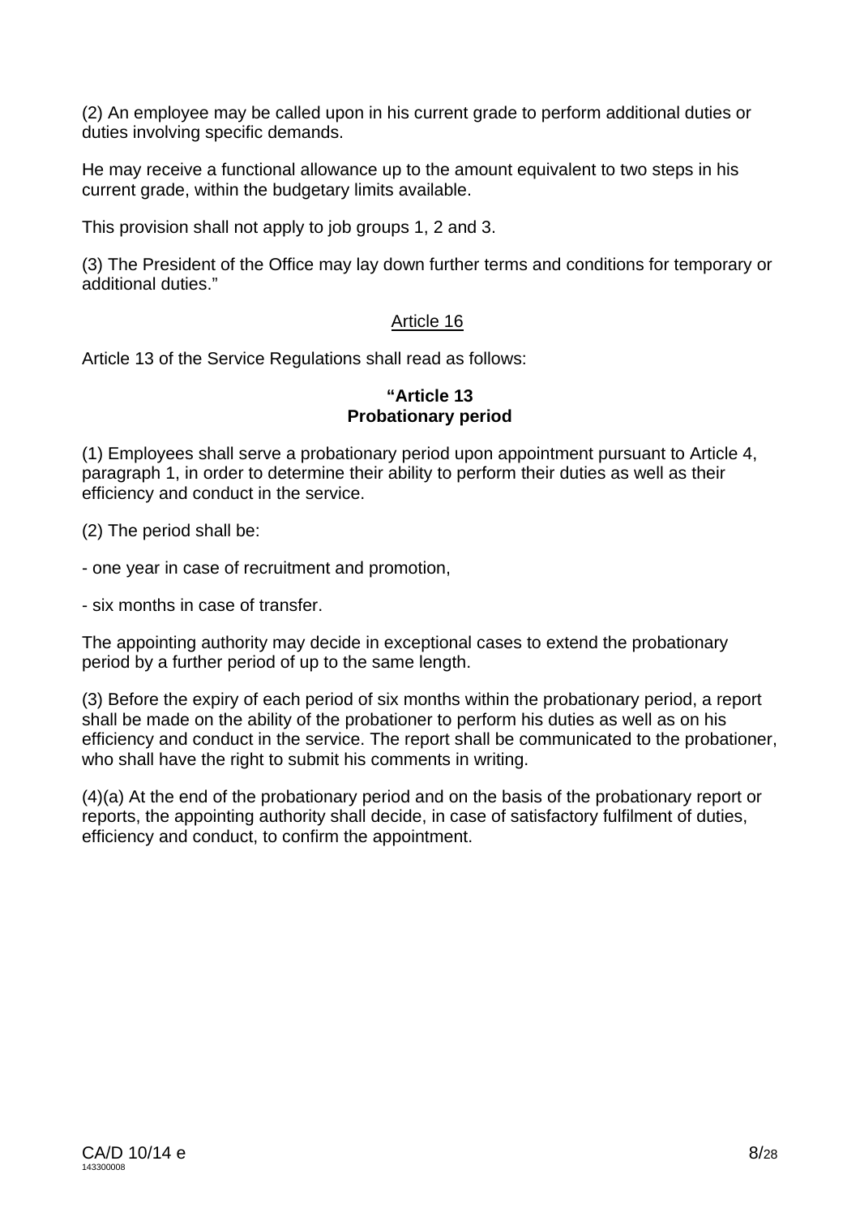(2) An employee may be called upon in his current grade to perform additional duties or duties involving specific demands.

He may receive a functional allowance up to the amount equivalent to two steps in his current grade, within the budgetary limits available.

This provision shall not apply to job groups 1, 2 and 3.

(3) The President of the Office may lay down further terms and conditions for temporary or additional duties."

<u>Article 16</u>

Article 13 of the Service Regulations shall read as follows:

**"Article 13**
**Probationary period**

(1) Employees shall serve a probationary period upon appointment pursuant to Article 4, paragraph 1, in order to determine their ability to perform their duties as well as their efficiency and conduct in the service.

(2) The period shall be:

- one year in case of recruitment and promotion,

- six months in case of transfer.

The appointing authority may decide in exceptional cases to extend the probationary period by a further period of up to the same length.

(3) Before the expiry of each period of six months within the probationary period, a report shall be made on the ability of the probationer to perform his duties as well as on his efficiency and conduct in the service. The report shall be communicated to the probationer, who shall have the right to submit his comments in writing.

(4)(a) At the end of the probationary period and on the basis of the probationary report or reports, the appointing authority shall decide, in case of satisfactory fulfilment of duties, efficiency and conduct, to confirm the appointment.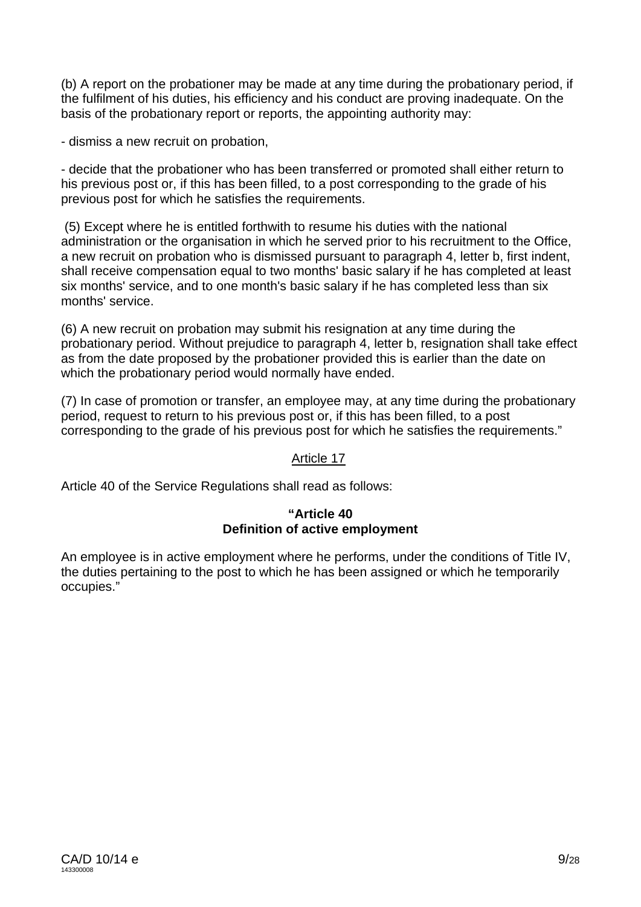(b) A report on the probationer may be made at any time during the probationary period, if the fulfilment of his duties, his efficiency and his conduct are proving inadequate. On the basis of the probationary report or reports, the appointing authority may:

- dismiss a new recruit on probation,

- decide that the probationer who has been transferred or promoted shall either return to his previous post or, if this has been filled, to a post corresponding to the grade of his previous post for which he satisfies the requirements.

(5) Except where he is entitled forthwith to resume his duties with the national administration or the organisation in which he served prior to his recruitment to the Office, a new recruit on probation who is dismissed pursuant to paragraph 4, letter b, first indent, shall receive compensation equal to two months' basic salary if he has completed at least six months' service, and to one month's basic salary if he has completed less than six months' service.

(6) A new recruit on probation may submit his resignation at any time during the probationary period. Without prejudice to paragraph 4, letter b, resignation shall take effect as from the date proposed by the probationer provided this is earlier than the date on which the probationary period would normally have ended.

(7) In case of promotion or transfer, an employee may, at any time during the probationary period, request to return to his previous post or, if this has been filled, to a post corresponding to the grade of his previous post for which he satisfies the requirements."

## Article 17

Article 40 of the Service Regulations shall read as follows:

**"Article 40**
**Definition of active employment**

An employee is in active employment where he performs, under the conditions of Title IV, the duties pertaining to the post to which he has been assigned or which he temporarily occupies."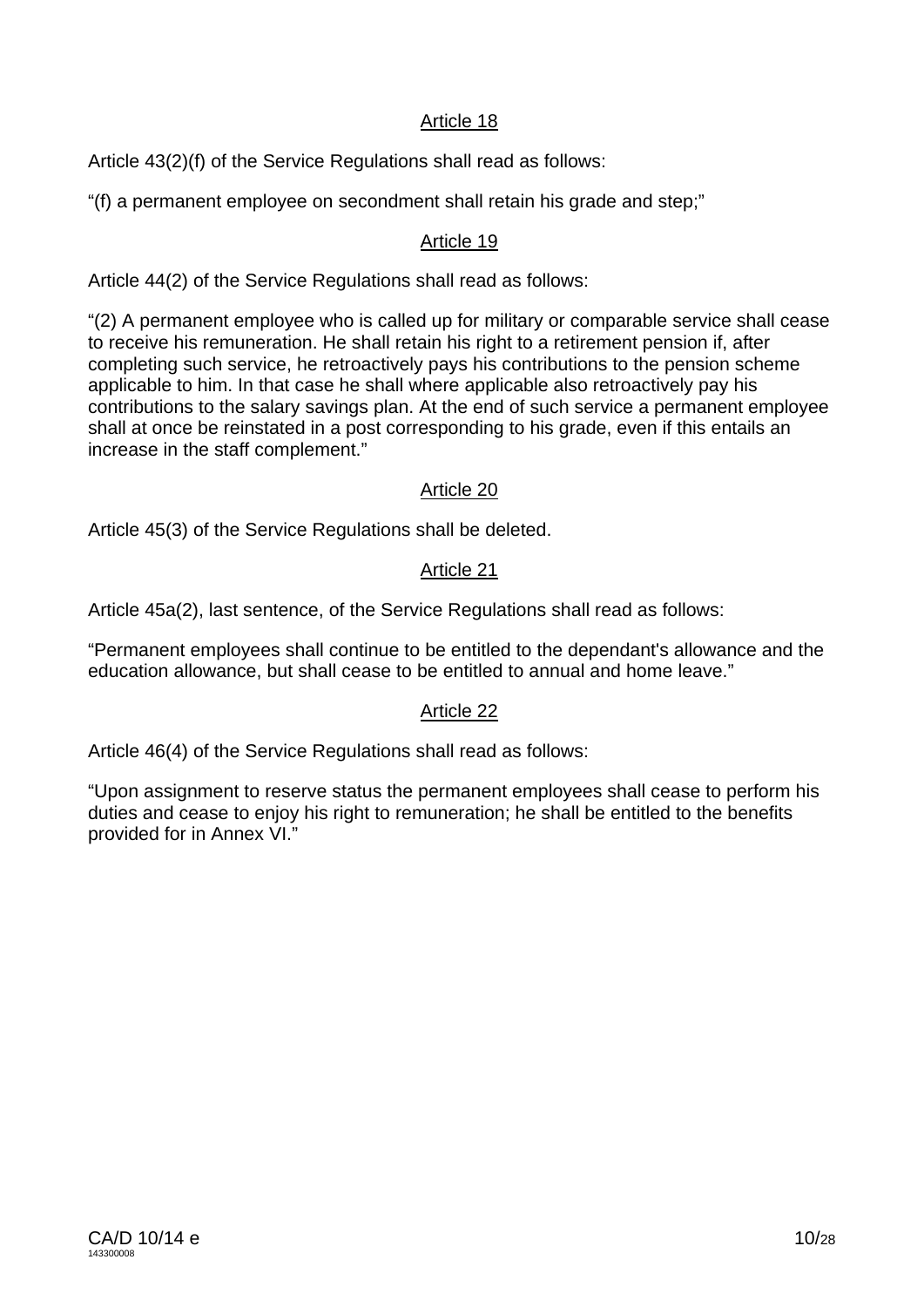Article 18

Article 43(2)(f) of the Service Regulations shall read as follows:

“(f) a permanent employee on secondment shall retain his grade and step;”

Article 19

Article 44(2) of the Service Regulations shall read as follows:

“(2) A permanent employee who is called up for military or comparable service shall cease to receive his remuneration. He shall retain his right to a retirement pension if, after completing such service, he retroactively pays his contributions to the pension scheme applicable to him. In that case he shall where applicable also retroactively pay his contributions to the salary savings plan. At the end of such service a permanent employee shall at once be reinstated in a post corresponding to his grade, even if this entails an increase in the staff complement.”

Article 20

Article 45(3) of the Service Regulations shall be deleted.

Article 21

Article 45a(2), last sentence, of the Service Regulations shall read as follows:

“Permanent employees shall continue to be entitled to the dependant's allowance and the education allowance, but shall cease to be entitled to annual and home leave.”

Article 22

Article 46(4) of the Service Regulations shall read as follows:

“Upon assignment to reserve status the permanent employees shall cease to perform his duties and cease to enjoy his right to remuneration; he shall be entitled to the benefits provided for in Annex VI.”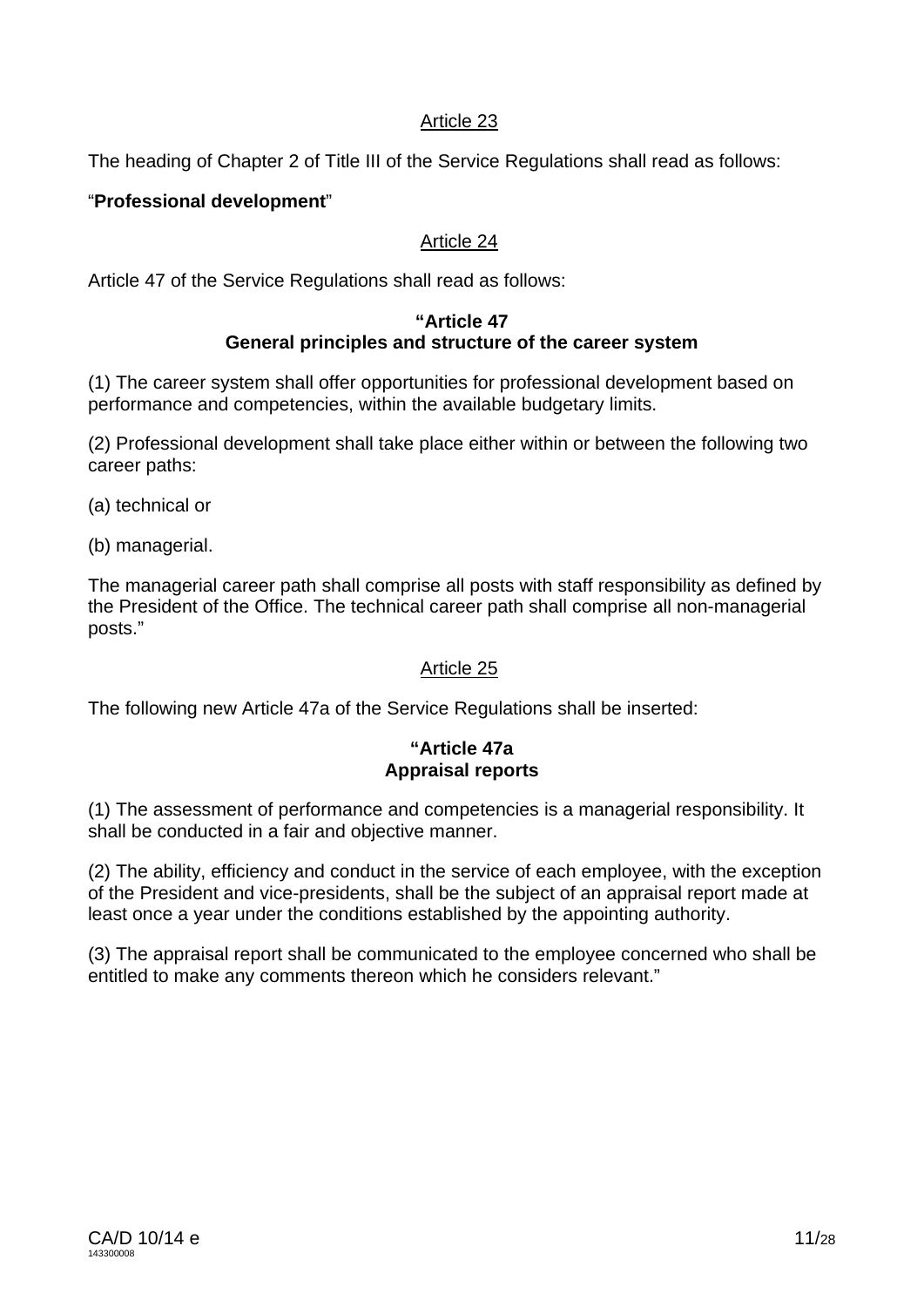Article 23

The heading of Chapter 2 of Title III of the Service Regulations shall read as follows:

"**Professional development**"

Article 24

Article 47 of the Service Regulations shall read as follows:

**"Article 47**
**General principles and structure of the career system**

(1) The career system shall offer opportunities for professional development based on performance and competencies, within the available budgetary limits.

(2) Professional development shall take place either within or between the following two career paths:

(a) technical or

(b) managerial.

The managerial career path shall comprise all posts with staff responsibility as defined by the President of the Office. The technical career path shall comprise all non-managerial posts."

Article 25

The following new Article 47a of the Service Regulations shall be inserted:

**"Article 47a**
**Appraisal reports**

(1) The assessment of performance and competencies is a managerial responsibility. It shall be conducted in a fair and objective manner.

(2) The ability, efficiency and conduct in the service of each employee, with the exception of the President and vice-presidents, shall be the subject of an appraisal report made at least once a year under the conditions established by the appointing authority.

(3) The appraisal report shall be communicated to the employee concerned who shall be entitled to make any comments thereon which he considers relevant."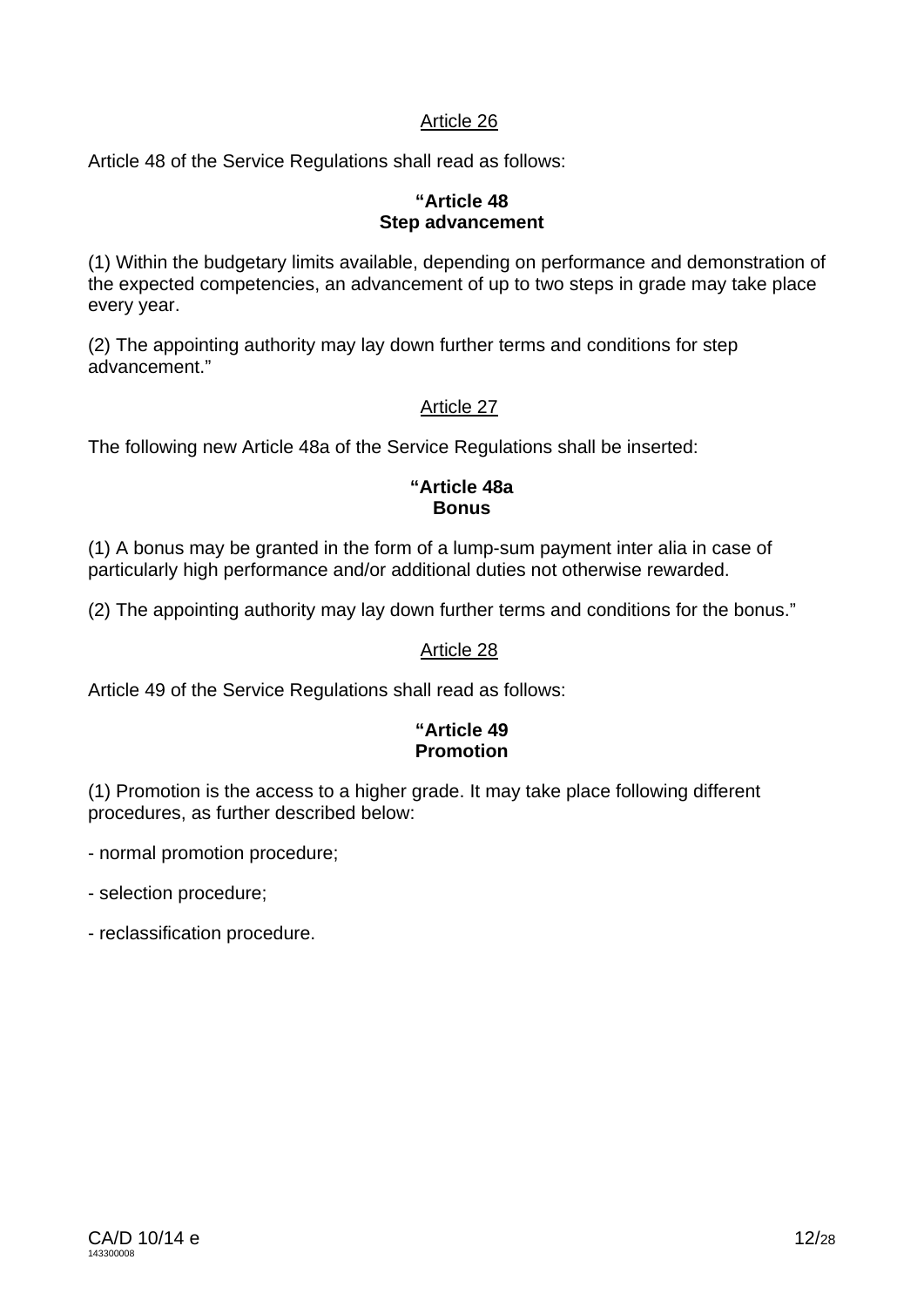<u>Article 26</u>

Article 48 of the Service Regulations shall read as follows:

**"Article 48**
**Step advancement**

(1) Within the budgetary limits available, depending on performance and demonstration of the expected competencies, an advancement of up to two steps in grade may take place every year.

(2) The appointing authority may lay down further terms and conditions for step advancement."

<u>Article 27</u>

The following new Article 48a of the Service Regulations shall be inserted:

**"Article 48a**
**Bonus**

(1) A bonus may be granted in the form of a lump-sum payment inter alia in case of particularly high performance and/or additional duties not otherwise rewarded.

(2) The appointing authority may lay down further terms and conditions for the bonus."

<u>Article 28</u>

Article 49 of the Service Regulations shall read as follows:

**"Article 49**
**Promotion**

(1) Promotion is the access to a higher grade. It may take place following different procedures, as further described below:

- normal promotion procedure;

- selection procedure;

- reclassification procedure.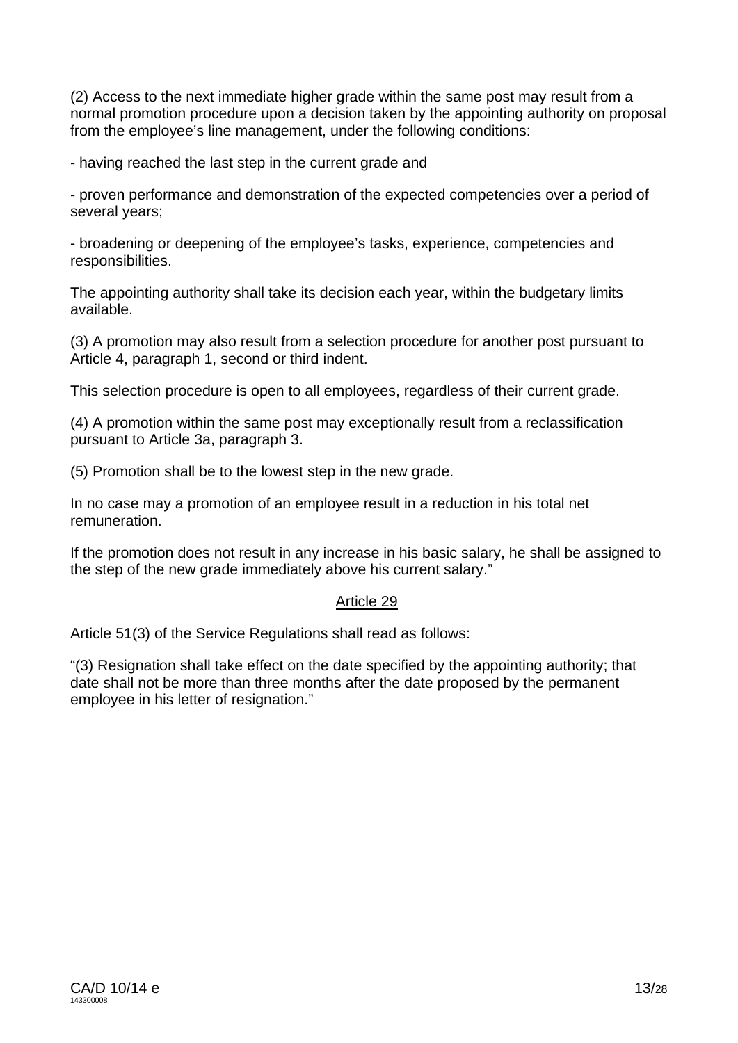(2) Access to the next immediate higher grade within the same post may result from a normal promotion procedure upon a decision taken by the appointing authority on proposal from the employee's line management, under the following conditions:

- having reached the last step in the current grade and

- proven performance and demonstration of the expected competencies over a period of several years;

- broadening or deepening of the employee's tasks, experience, competencies and responsibilities.

The appointing authority shall take its decision each year, within the budgetary limits available.

(3) A promotion may also result from a selection procedure for another post pursuant to Article 4, paragraph 1, second or third indent.

This selection procedure is open to all employees, regardless of their current grade.

(4) A promotion within the same post may exceptionally result from a reclassification pursuant to Article 3a, paragraph 3.

(5) Promotion shall be to the lowest step in the new grade.

In no case may a promotion of an employee result in a reduction in his total net remuneration.

If the promotion does not result in any increase in his basic salary, he shall be assigned to the step of the new grade immediately above his current salary."

## Article 29

Article 51(3) of the Service Regulations shall read as follows:

"(3) Resignation shall take effect on the date specified by the appointing authority; that date shall not be more than three months after the date proposed by the permanent employee in his letter of resignation."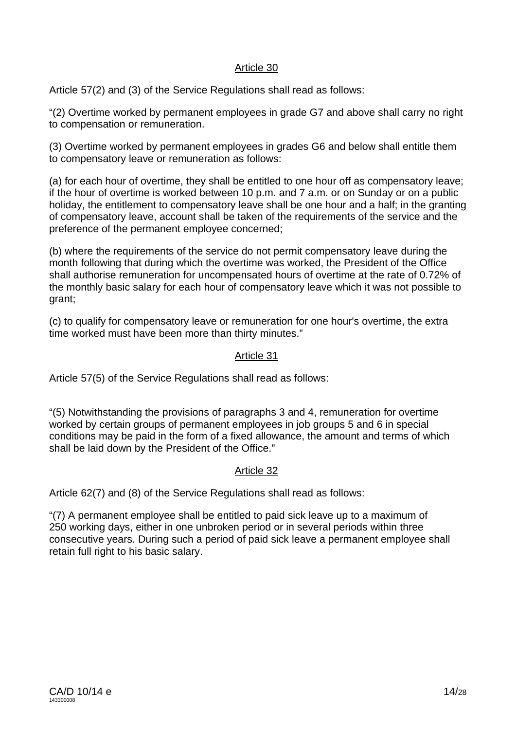Article 30

Article 57(2) and (3) of the Service Regulations shall read as follows:

"(2) Overtime worked by permanent employees in grade G7 and above shall carry no right to compensation or remuneration.

(3) Overtime worked by permanent employees in grades G6 and below shall entitle them to compensatory leave or remuneration as follows:

(a) for each hour of overtime, they shall be entitled to one hour off as compensatory leave; if the hour of overtime is worked between 10 p.m. and 7 a.m. or on Sunday or on a public holiday, the entitlement to compensatory leave shall be one hour and a half; in the granting of compensatory leave, account shall be taken of the requirements of the service and the preference of the permanent employee concerned;

(b) where the requirements of the service do not permit compensatory leave during the month following that during which the overtime was worked, the President of the Office shall authorise remuneration for uncompensated hours of overtime at the rate of 0.72% of the monthly basic salary for each hour of compensatory leave which it was not possible to grant;

(c) to qualify for compensatory leave or remuneration for one hour's overtime, the extra time worked must have been more than thirty minutes."

Article 31

Article 57(5) of the Service Regulations shall read as follows:

"(5) Notwithstanding the provisions of paragraphs 3 and 4, remuneration for overtime worked by certain groups of permanent employees in job groups 5 and 6 in special conditions may be paid in the form of a fixed allowance, the amount and terms of which shall be laid down by the President of the Office."

Article 32

Article 62(7) and (8) of the Service Regulations shall read as follows:

"(7) A permanent employee shall be entitled to paid sick leave up to a maximum of 250 working days, either in one unbroken period or in several periods within three consecutive years. During such a period of paid sick leave a permanent employee shall retain full right to his basic salary.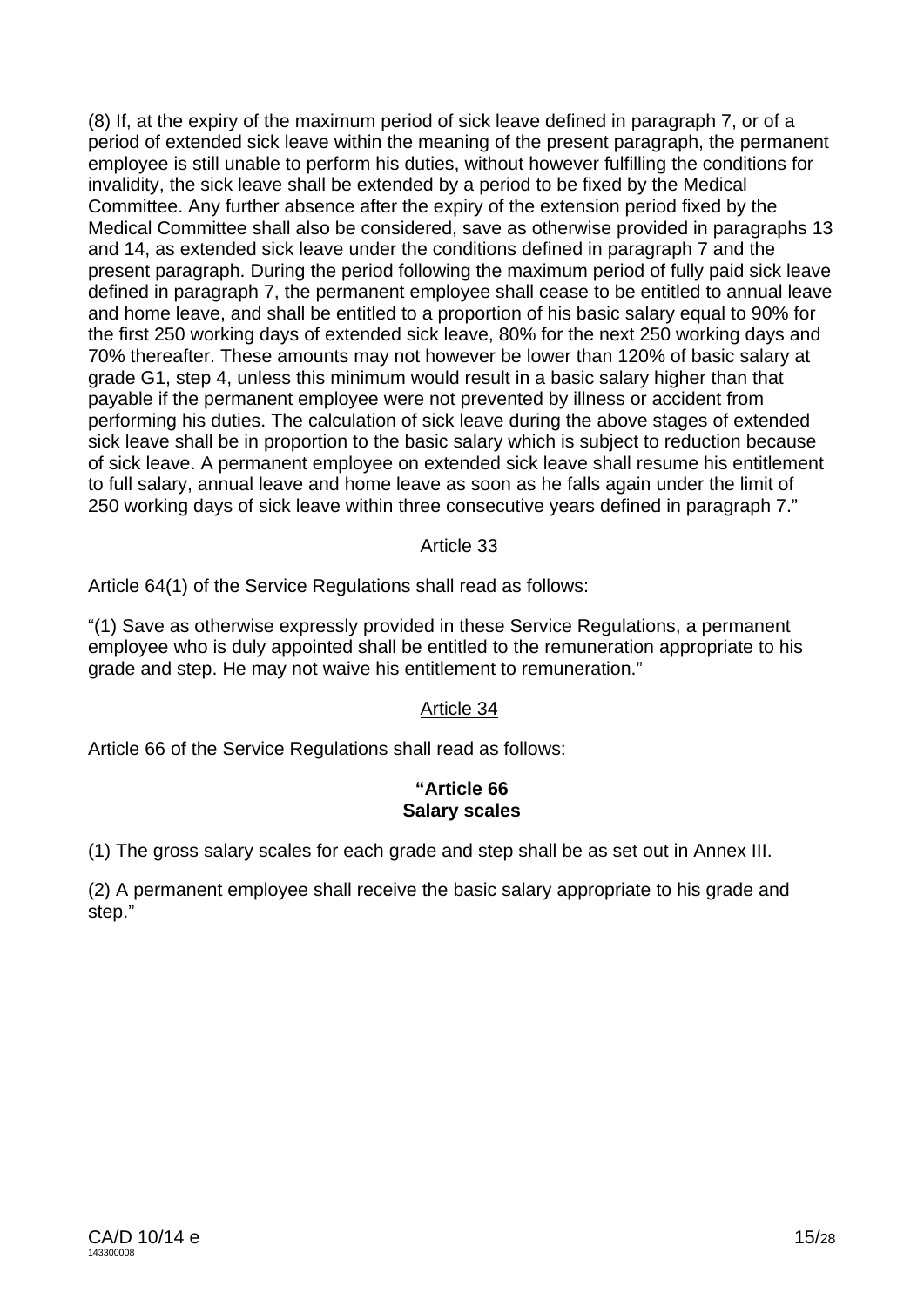(8) If, at the expiry of the maximum period of sick leave defined in paragraph 7, or of a period of extended sick leave within the meaning of the present paragraph, the permanent employee is still unable to perform his duties, without however fulfilling the conditions for invalidity, the sick leave shall be extended by a period to be fixed by the Medical Committee. Any further absence after the expiry of the extension period fixed by the Medical Committee shall also be considered, save as otherwise provided in paragraphs 13 and 14, as extended sick leave under the conditions defined in paragraph 7 and the present paragraph. During the period following the maximum period of fully paid sick leave defined in paragraph 7, the permanent employee shall cease to be entitled to annual leave and home leave, and shall be entitled to a proportion of his basic salary equal to 90% for the first 250 working days of extended sick leave, 80% for the next 250 working days and 70% thereafter. These amounts may not however be lower than 120% of basic salary at grade G1, step 4, unless this minimum would result in a basic salary higher than that payable if the permanent employee were not prevented by illness or accident from performing his duties. The calculation of sick leave during the above stages of extended sick leave shall be in proportion to the basic salary which is subject to reduction because of sick leave. A permanent employee on extended sick leave shall resume his entitlement to full salary, annual leave and home leave as soon as he falls again under the limit of 250 working days of sick leave within three consecutive years defined in paragraph 7."

## Article 33

Article 64(1) of the Service Regulations shall read as follows:

"(1) Save as otherwise expressly provided in these Service Regulations, a permanent employee who is duly appointed shall be entitled to the remuneration appropriate to his grade and step. He may not waive his entitlement to remuneration."

## Article 34

Article 66 of the Service Regulations shall read as follows:

**"Article 66**
**Salary scales**

(1) The gross salary scales for each grade and step shall be as set out in Annex III.

(2) A permanent employee shall receive the basic salary appropriate to his grade and step."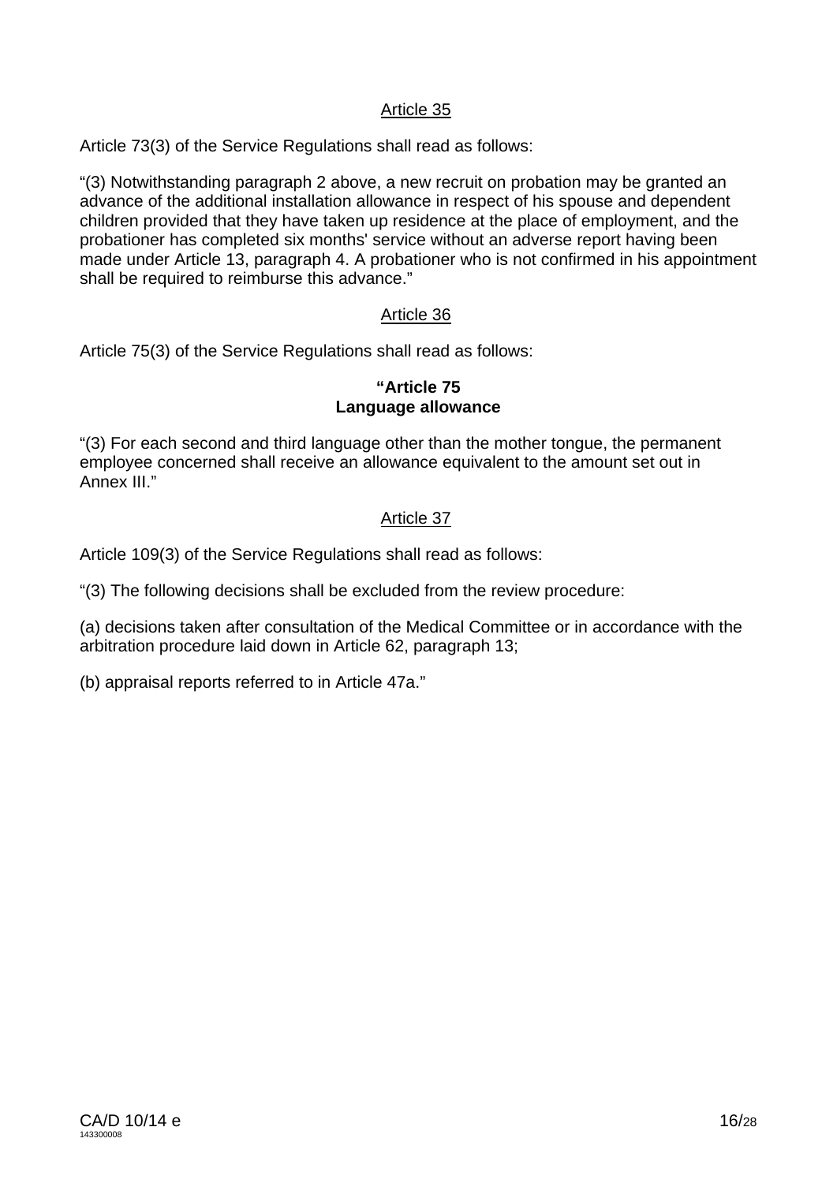## Article 35

Article 73(3) of the Service Regulations shall read as follows:

"(3) Notwithstanding paragraph 2 above, a new recruit on probation may be granted an advance of the additional installation allowance in respect of his spouse and dependent children provided that they have taken up residence at the place of employment, and the probationer has completed six months' service without an adverse report having been made under Article 13, paragraph 4. A probationer who is not confirmed in his appointment shall be required to reimburse this advance."

## Article 36

Article 75(3) of the Service Regulations shall read as follows:

**"Article 75**
**Language allowance**

"(3) For each second and third language other than the mother tongue, the permanent employee concerned shall receive an allowance equivalent to the amount set out in Annex III."

## Article 37

Article 109(3) of the Service Regulations shall read as follows:

"(3) The following decisions shall be excluded from the review procedure:

(a) decisions taken after consultation of the Medical Committee or in accordance with the arbitration procedure laid down in Article 62, paragraph 13;

(b) appraisal reports referred to in Article 47a."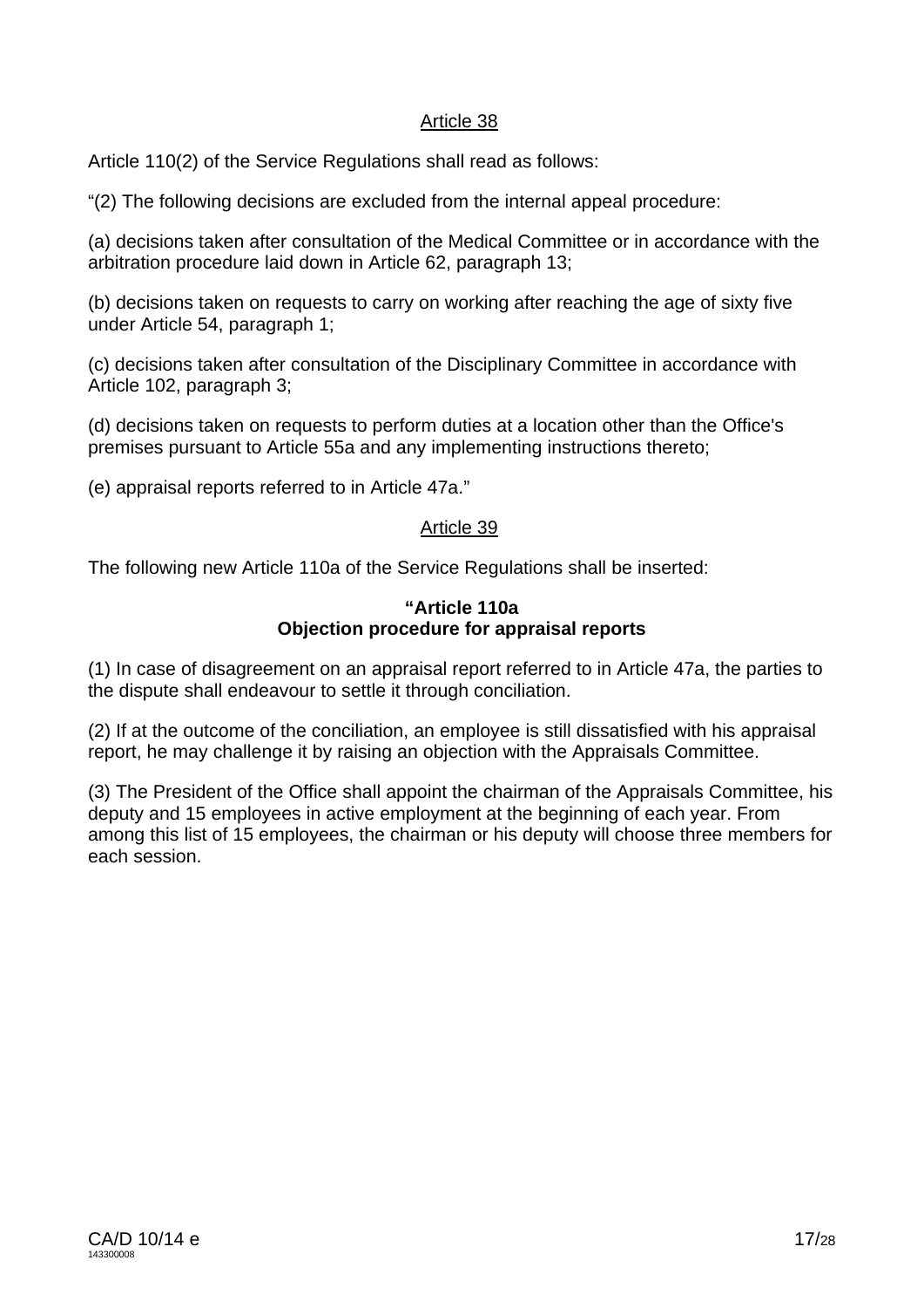Article 38

Article 110(2) of the Service Regulations shall read as follows:

"(2) The following decisions are excluded from the internal appeal procedure:

(a) decisions taken after consultation of the Medical Committee or in accordance with the arbitration procedure laid down in Article 62, paragraph 13;

(b) decisions taken on requests to carry on working after reaching the age of sixty five under Article 54, paragraph 1;

(c) decisions taken after consultation of the Disciplinary Committee in accordance with Article 102, paragraph 3;

(d) decisions taken on requests to perform duties at a location other than the Office's premises pursuant to Article 55a and any implementing instructions thereto;

(e) appraisal reports referred to in Article 47a."

Article 39

The following new Article 110a of the Service Regulations shall be inserted:

**"Article 110a**
**Objection procedure for appraisal reports**

(1) In case of disagreement on an appraisal report referred to in Article 47a, the parties to the dispute shall endeavour to settle it through conciliation.

(2) If at the outcome of the conciliation, an employee is still dissatisfied with his appraisal report, he may challenge it by raising an objection with the Appraisals Committee.

(3) The President of the Office shall appoint the chairman of the Appraisals Committee, his deputy and 15 employees in active employment at the beginning of each year. From among this list of 15 employees, the chairman or his deputy will choose three members for each session.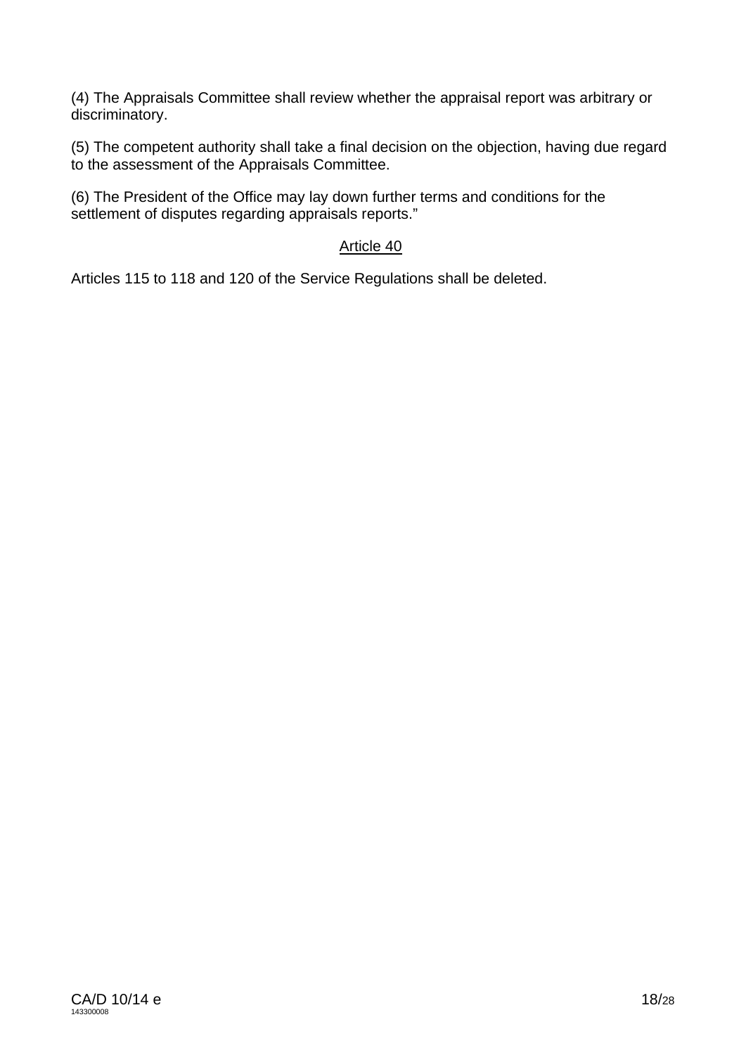(4) The Appraisals Committee shall review whether the appraisal report was arbitrary or discriminatory.

(5) The competent authority shall take a final decision on the objection, having due regard to the assessment of the Appraisals Committee.

(6) The President of the Office may lay down further terms and conditions for the settlement of disputes regarding appraisals reports."

Article 40

Articles 115 to 118 and 120 of the Service Regulations shall be deleted.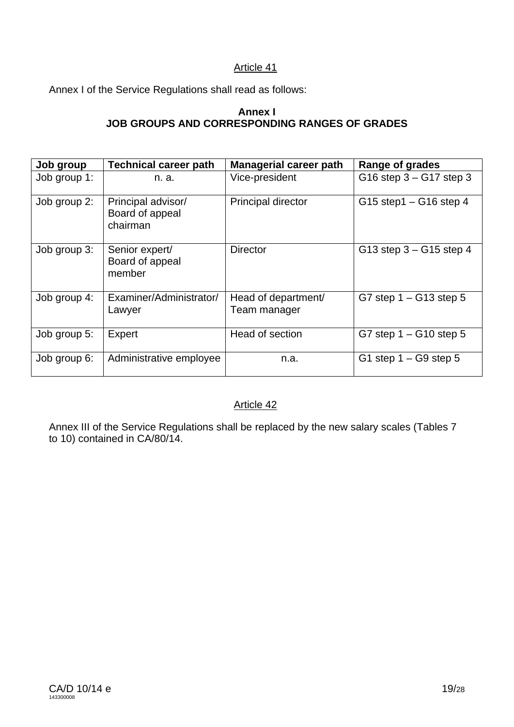Article 41

Annex I of the Service Regulations shall read as follows:

**Annex I**
**JOB GROUPS AND CORRESPONDING RANGES OF GRADES**

| Job group | Technical career path | Managerial career path | Range of grades |
|---|---|---|---|
| Job group 1: | n. a. | Vice-president | G16 step 3 – G17 step 3 |
| Job group 2: | Principal advisor/ Board of appeal chairman | Principal director | G15 step1 – G16 step 4 |
| Job group 3: | Senior expert/ Board of appeal member | Director | G13 step 3 – G15 step 4 |
| Job group 4: | Examiner/Administrator/ Lawyer | Head of department/ Team manager | G7 step 1 – G13 step 5 |
| Job group 5: | Expert | Head of section | G7 step 1 – G10 step 5 |
| Job group 6: | Administrative employee | n.a. | G1 step 1 – G9 step 5 |

Article 42

Annex III of the Service Regulations shall be replaced by the new salary scales (Tables 7 to 10) contained in CA/80/14.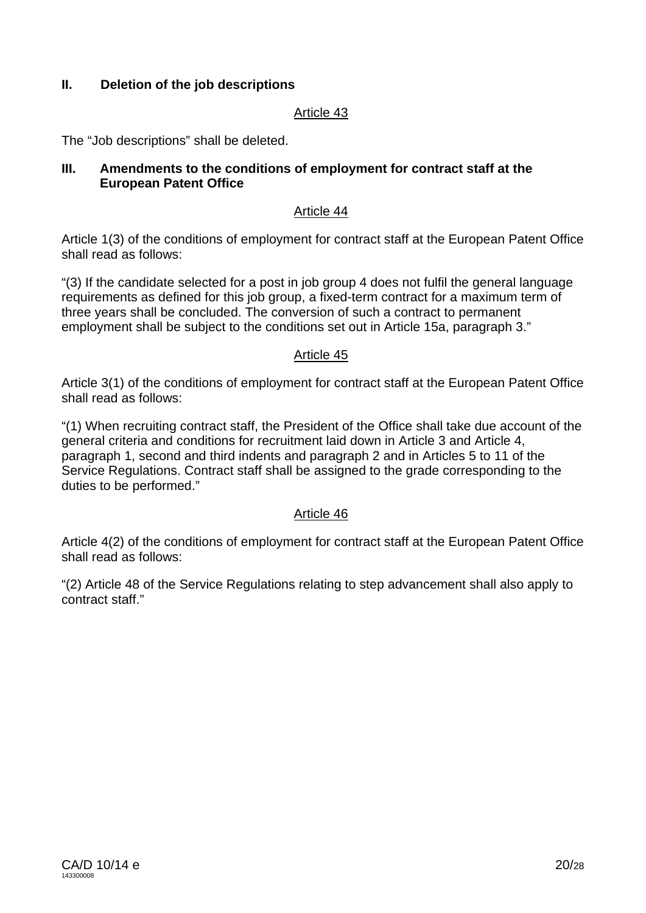## II. Deletion of the job descriptions

Article 43

The "Job descriptions" shall be deleted.

## III. Amendments to the conditions of employment for contract staff at the European Patent Office

Article 44

Article 1(3) of the conditions of employment for contract staff at the European Patent Office shall read as follows:

"(3) If the candidate selected for a post in job group 4 does not fulfil the general language requirements as defined for this job group, a fixed-term contract for a maximum term of three years shall be concluded. The conversion of such a contract to permanent employment shall be subject to the conditions set out in Article 15a, paragraph 3."

Article 45

Article 3(1) of the conditions of employment for contract staff at the European Patent Office shall read as follows:

"(1) When recruiting contract staff, the President of the Office shall take due account of the general criteria and conditions for recruitment laid down in Article 3 and Article 4, paragraph 1, second and third indents and paragraph 2 and in Articles 5 to 11 of the Service Regulations. Contract staff shall be assigned to the grade corresponding to the duties to be performed."

Article 46

Article 4(2) of the conditions of employment for contract staff at the European Patent Office shall read as follows:

"(2) Article 48 of the Service Regulations relating to step advancement shall also apply to contract staff."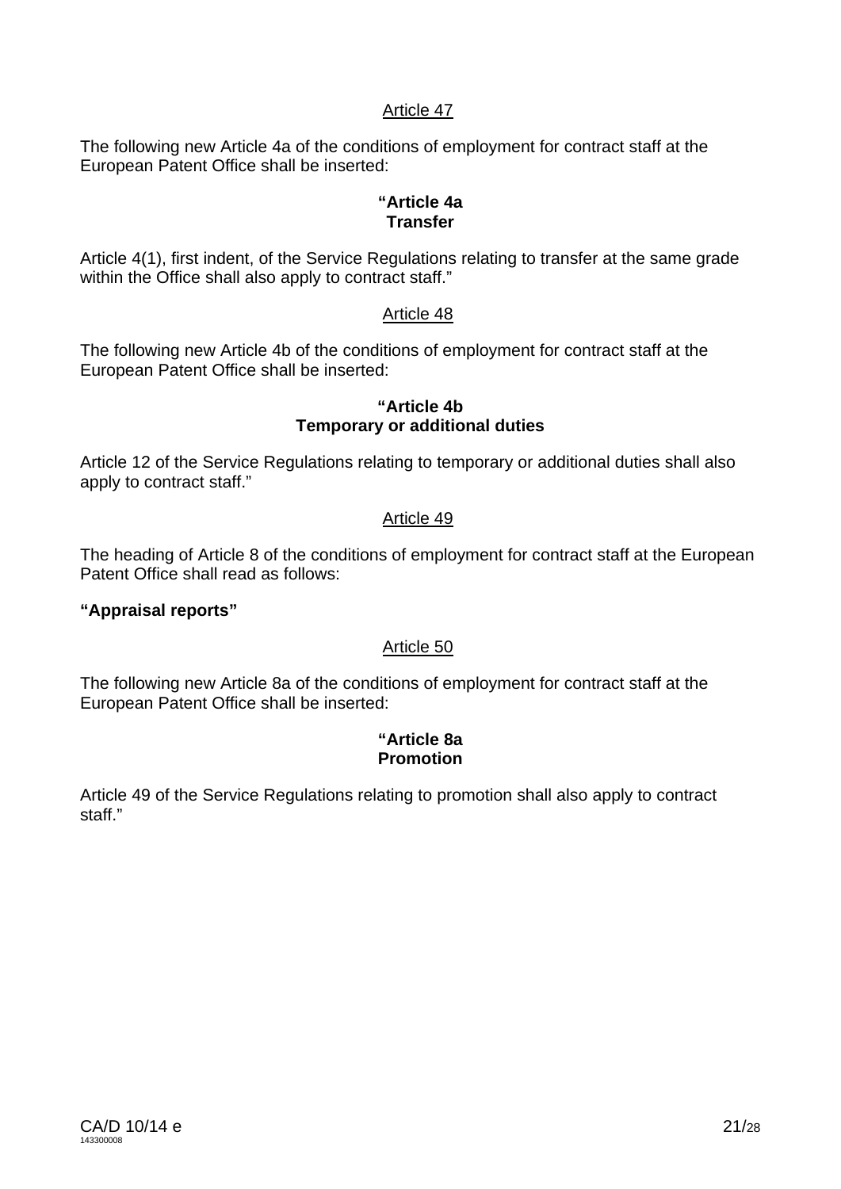Article 47

The following new Article 4a of the conditions of employment for contract staff at the European Patent Office shall be inserted:

**"Article 4a**
**Transfer**

Article 4(1), first indent, of the Service Regulations relating to transfer at the same grade within the Office shall also apply to contract staff."

Article 48

The following new Article 4b of the conditions of employment for contract staff at the European Patent Office shall be inserted:

**"Article 4b**
**Temporary or additional duties**

Article 12 of the Service Regulations relating to temporary or additional duties shall also apply to contract staff."

Article 49

The heading of Article 8 of the conditions of employment for contract staff at the European Patent Office shall read as follows:

**"Appraisal reports"**

Article 50

The following new Article 8a of the conditions of employment for contract staff at the European Patent Office shall be inserted:

**"Article 8a**
**Promotion**

Article 49 of the Service Regulations relating to promotion shall also apply to contract staff."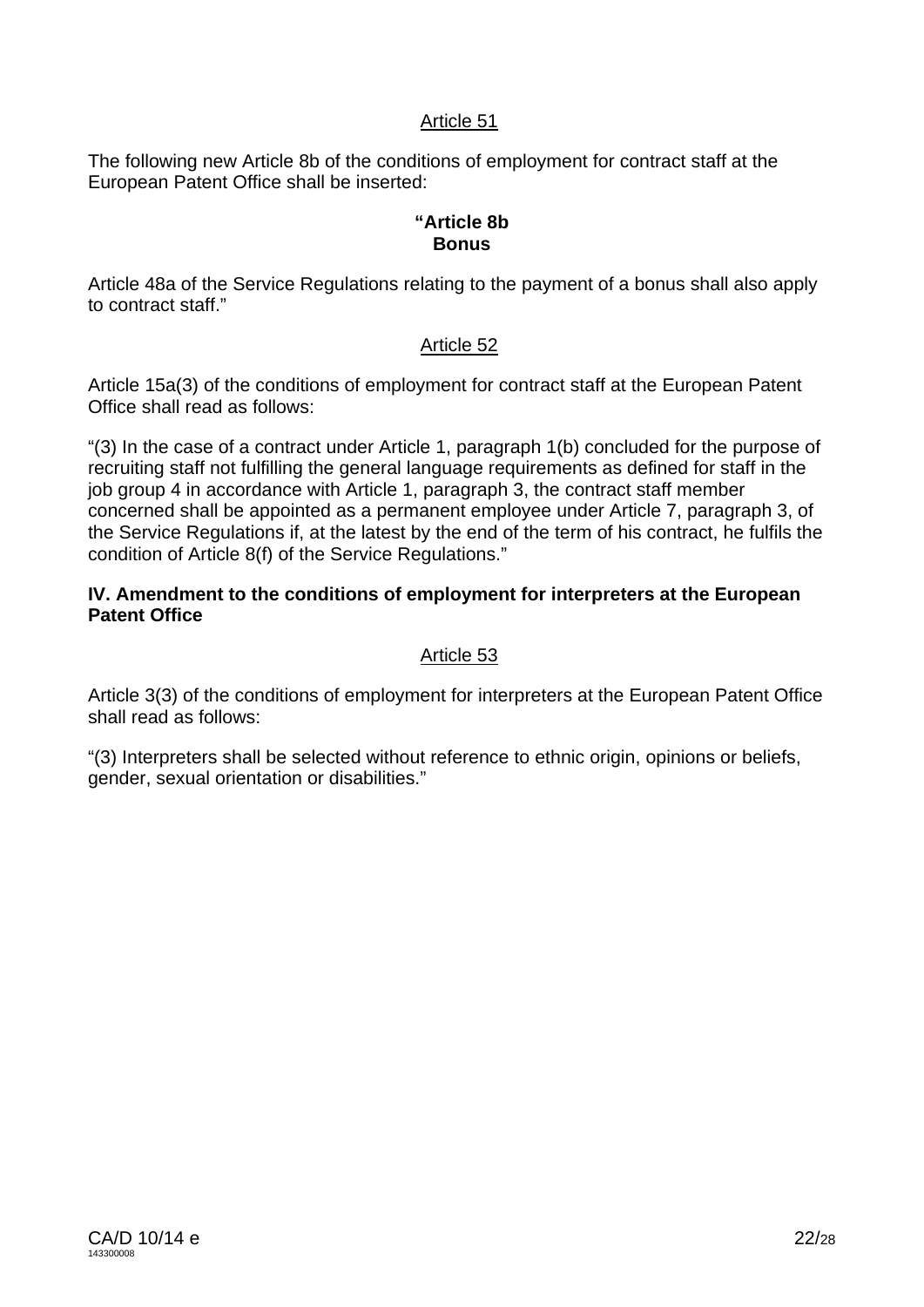Article 51

The following new Article 8b of the conditions of employment for contract staff at the European Patent Office shall be inserted:

**"Article 8b**
**Bonus**

Article 48a of the Service Regulations relating to the payment of a bonus shall also apply to contract staff."

Article 52

Article 15a(3) of the conditions of employment for contract staff at the European Patent Office shall read as follows:

"(3) In the case of a contract under Article 1, paragraph 1(b) concluded for the purpose of recruiting staff not fulfilling the general language requirements as defined for staff in the job group 4 in accordance with Article 1, paragraph 3, the contract staff member concerned shall be appointed as a permanent employee under Article 7, paragraph 3, of the Service Regulations if, at the latest by the end of the term of his contract, he fulfils the condition of Article 8(f) of the Service Regulations."

**IV. Amendment to the conditions of employment for interpreters at the European Patent Office**

Article 53

Article 3(3) of the conditions of employment for interpreters at the European Patent Office shall read as follows:

"(3) Interpreters shall be selected without reference to ethnic origin, opinions or beliefs, gender, sexual orientation or disabilities."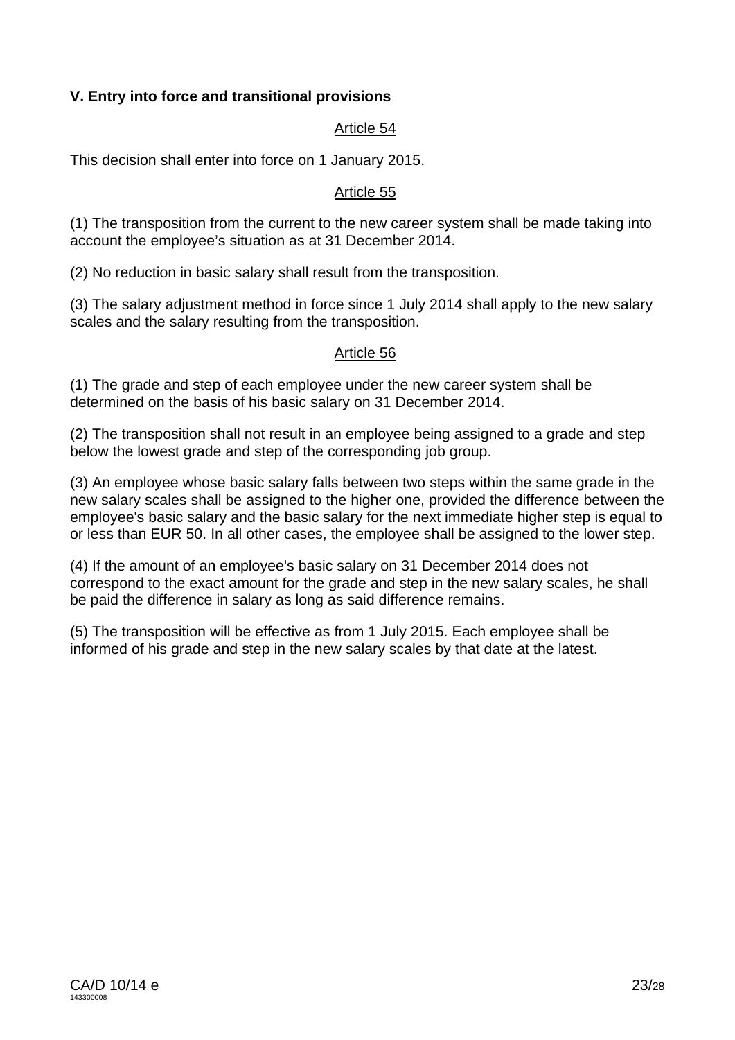**V. Entry into force and transitional provisions**

Article 54

This decision shall enter into force on 1 January 2015.

Article 55

(1) The transposition from the current to the new career system shall be made taking into account the employee's situation as at 31 December 2014.

(2) No reduction in basic salary shall result from the transposition.

(3) The salary adjustment method in force since 1 July 2014 shall apply to the new salary scales and the salary resulting from the transposition.

Article 56

(1) The grade and step of each employee under the new career system shall be determined on the basis of his basic salary on 31 December 2014.

(2) The transposition shall not result in an employee being assigned to a grade and step below the lowest grade and step of the corresponding job group.

(3) An employee whose basic salary falls between two steps within the same grade in the new salary scales shall be assigned to the higher one, provided the difference between the employee's basic salary and the basic salary for the next immediate higher step is equal to or less than EUR 50. In all other cases, the employee shall be assigned to the lower step.

(4) If the amount of an employee's basic salary on 31 December 2014 does not correspond to the exact amount for the grade and step in the new salary scales, he shall be paid the difference in salary as long as said difference remains.

(5) The transposition will be effective as from 1 July 2015. Each employee shall be informed of his grade and step in the new salary scales by that date at the latest.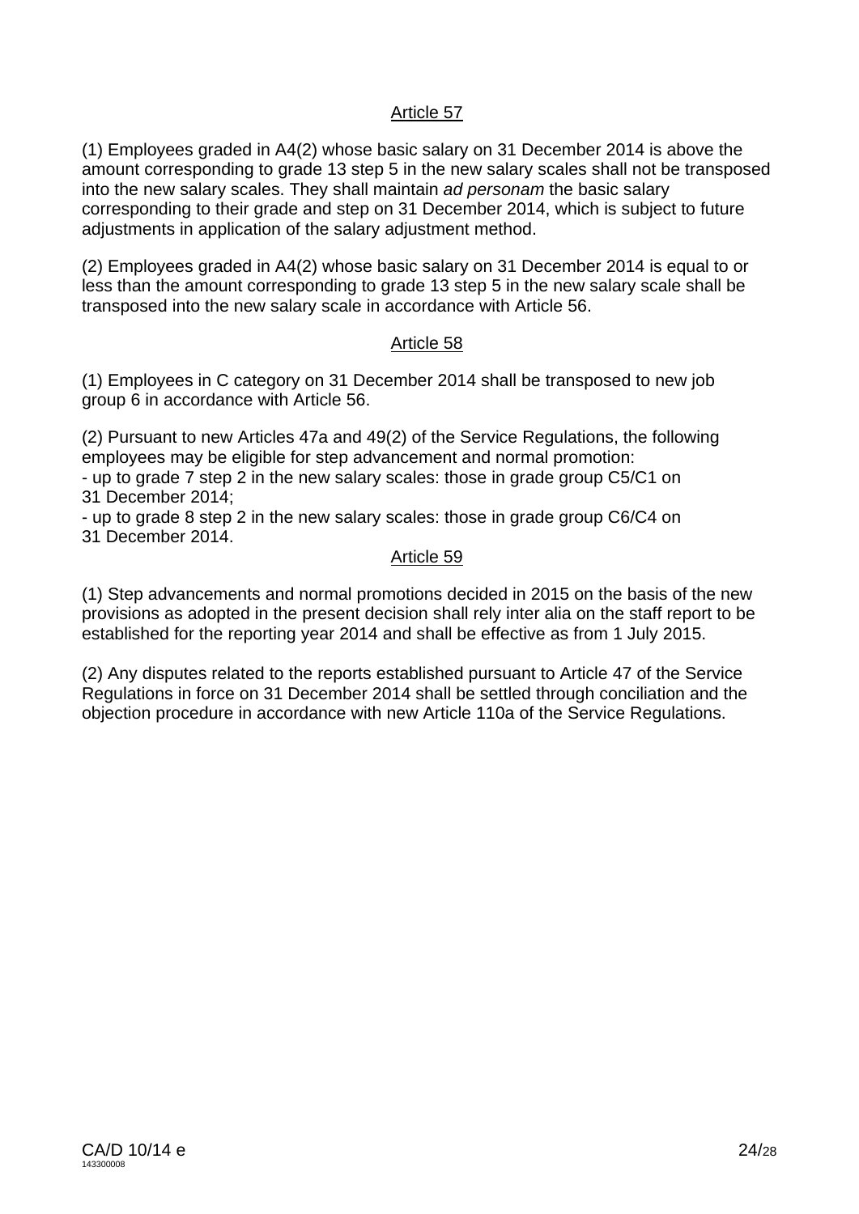<u>Article 57</u>

(1) Employees graded in A4(2) whose basic salary on 31 December 2014 is above the amount corresponding to grade 13 step 5 in the new salary scales shall not be transposed into the new salary scales. They shall maintain *ad personam* the basic salary corresponding to their grade and step on 31 December 2014, which is subject to future adjustments in application of the salary adjustment method.

(2) Employees graded in A4(2) whose basic salary on 31 December 2014 is equal to or less than the amount corresponding to grade 13 step 5 in the new salary scale shall be transposed into the new salary scale in accordance with Article 56.

<u>Article 58</u>

(1) Employees in C category on 31 December 2014 shall be transposed to new job group 6 in accordance with Article 56.

(2) Pursuant to new Articles 47a and 49(2) of the Service Regulations, the following employees may be eligible for step advancement and normal promotion:
- up to grade 7 step 2 in the new salary scales: those in grade group C5/C1 on 31 December 2014;
- up to grade 8 step 2 in the new salary scales: those in grade group C6/C4 on 31 December 2014.

<u>Article 59</u>

(1) Step advancements and normal promotions decided in 2015 on the basis of the new provisions as adopted in the present decision shall rely inter alia on the staff report to be established for the reporting year 2014 and shall be effective as from 1 July 2015.

(2) Any disputes related to the reports established pursuant to Article 47 of the Service Regulations in force on 31 December 2014 shall be settled through conciliation and the objection procedure in accordance with new Article 110a of the Service Regulations.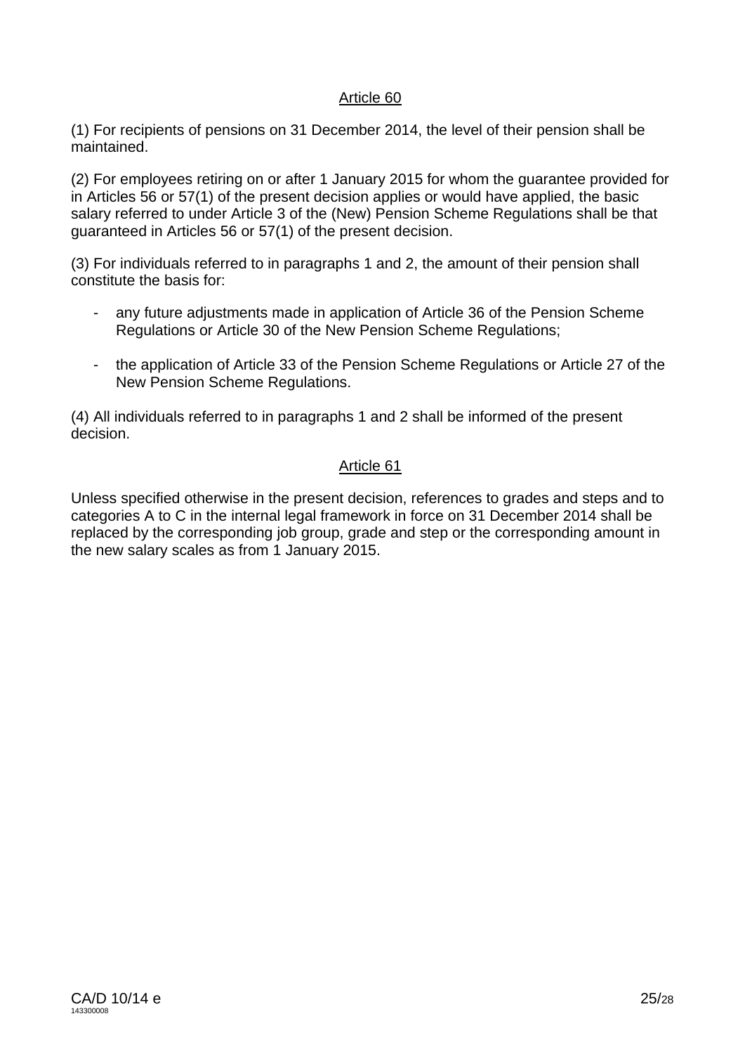## Article 60

(1) For recipients of pensions on 31 December 2014, the level of their pension shall be maintained.

(2) For employees retiring on or after 1 January 2015 for whom the guarantee provided for in Articles 56 or 57(1) of the present decision applies or would have applied, the basic salary referred to under Article 3 of the (New) Pension Scheme Regulations shall be that guaranteed in Articles 56 or 57(1) of the present decision.

(3) For individuals referred to in paragraphs 1 and 2, the amount of their pension shall constitute the basis for:

- any future adjustments made in application of Article 36 of the Pension Scheme Regulations or Article 30 of the New Pension Scheme Regulations;
- the application of Article 33 of the Pension Scheme Regulations or Article 27 of the New Pension Scheme Regulations.

(4) All individuals referred to in paragraphs 1 and 2 shall be informed of the present decision.

## Article 61

Unless specified otherwise in the present decision, references to grades and steps and to categories A to C in the internal legal framework in force on 31 December 2014 shall be replaced by the corresponding job group, grade and step or the corresponding amount in the new salary scales as from 1 January 2015.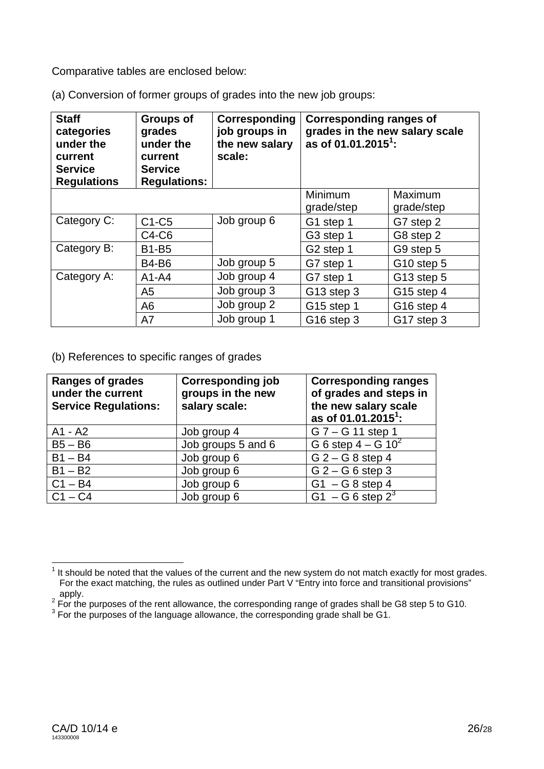Comparative tables are enclosed below:

(a) Conversion of former groups of grades into the new job groups:

| **Staff categories under the current Service Regulations** | **Groups of grades under the current Service Regulations:** | **Corresponding job groups in the new salary scale:** | **Corresponding ranges of grades in the new salary scale as of 01.01.2015[1]:** | |
|---|---|---|---|---|
| | | | Minimum grade/step | Maximum grade/step |
| Category C: | C1-C5 | Job group 6 | G1 step 1 | G7 step 2 |
| | C4-C6 | | G3 step 1 | G8 step 2 |
| Category B: | B1-B5 | | G2 step 1 | G9 step 5 |
| | B4-B6 | Job group 5 | G7 step 1 | G10 step 5 |
| Category A: | A1-A4 | Job group 4 | G7 step 1 | G13 step 5 |
| | A5 | Job group 3 | G13 step 3 | G15 step 4 |
| | A6 | Job group 2 | G15 step 1 | G16 step 4 |
| | A7 | Job group 1 | G16 step 3 | G17 step 3 |

(b) References to specific ranges of grades

| **Ranges of grades under the current Service Regulations:** | **Corresponding job groups in the new salary scale:** | **Corresponding ranges of grades and steps in the new salary scale as of 01.01.2015[1]:** |
|---|---|---|
| A1 - A2 | Job group 4 | G 7 – G 11 step 1 |
| B5 – B6 | Job groups 5 and 6 | G 6 step 4 – G 10[2] |
| B1 – B4 | Job group 6 | G 2 – G 8 step 4 |
| B1 – B2 | Job group 6 | G 2 – G 6 step 3 |
| C1 – B4 | Job group 6 | G1 – G 8 step 4 |
| C1 – C4 | Job group 6 | G1 – G 6 step 2[3] |

[1] It should be noted that the values of the current and the new system do not match exactly for most grades. For the exact matching, the rules as outlined under Part V "Entry into force and transitional provisions" apply.

[2] For the purposes of the rent allowance, the corresponding range of grades shall be G8 step 5 to G10.

[3] For the purposes of the language allowance, the corresponding grade shall be G1.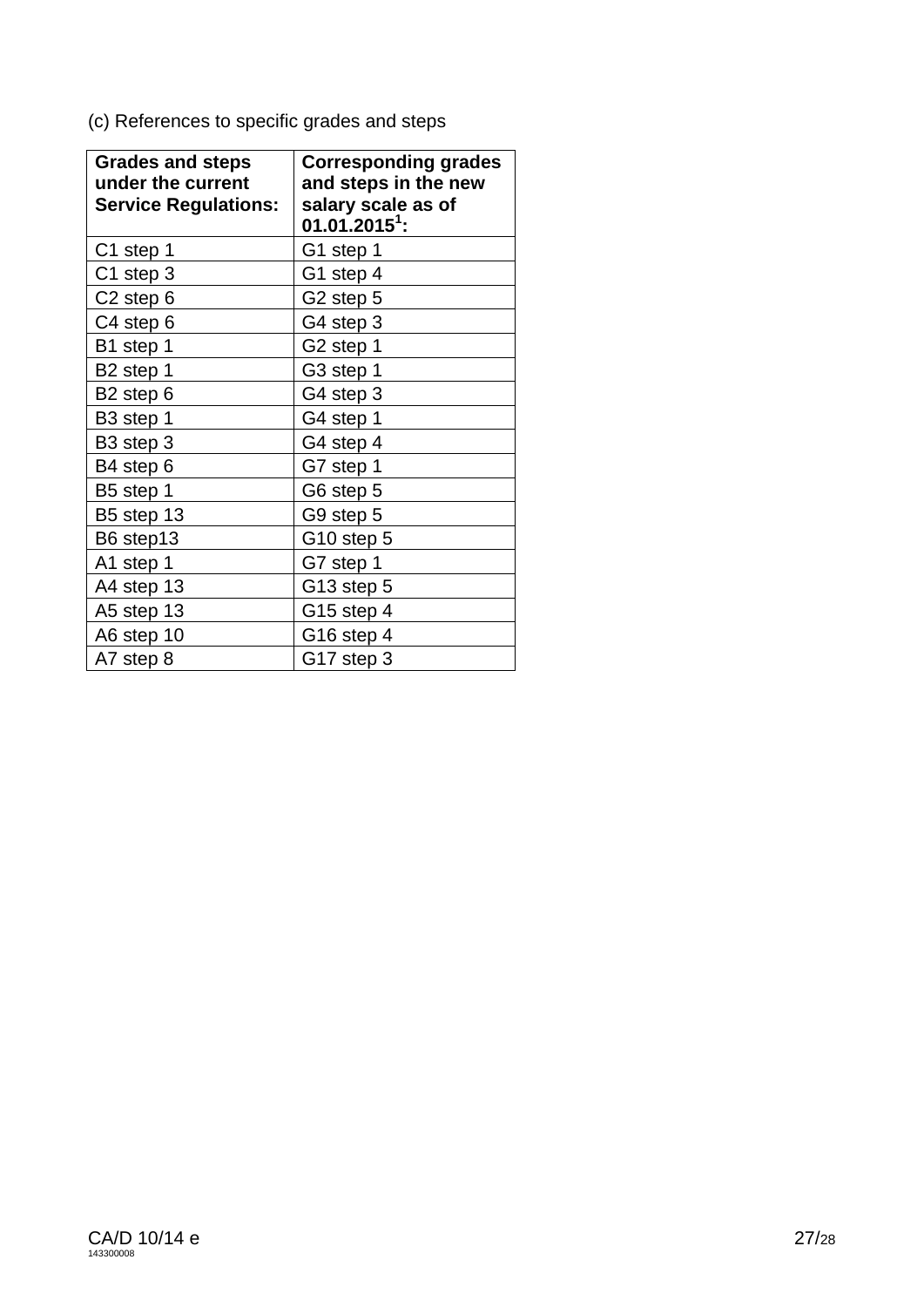(c) References to specific grades and steps

| Grades and steps under the current Service Regulations: | Corresponding grades and steps in the new salary scale as of 01.01.2015[1]: |
|---|---|
| C1 step 1 | G1 step 1 |
| C1 step 3 | G1 step 4 |
| C2 step 6 | G2 step 5 |
| C4 step 6 | G4 step 3 |
| B1 step 1 | G2 step 1 |
| B2 step 1 | G3 step 1 |
| B2 step 6 | G4 step 3 |
| B3 step 1 | G4 step 1 |
| B3 step 3 | G4 step 4 |
| B4 step 6 | G7 step 1 |
| B5 step 1 | G6 step 5 |
| B5 step 13 | G9 step 5 |
| B6 step13 | G10 step 5 |
| A1 step 1 | G7 step 1 |
| A4 step 13 | G13 step 5 |
| A5 step 13 | G15 step 4 |
| A6 step 10 | G16 step 4 |
| A7 step 8 | G17 step 3 |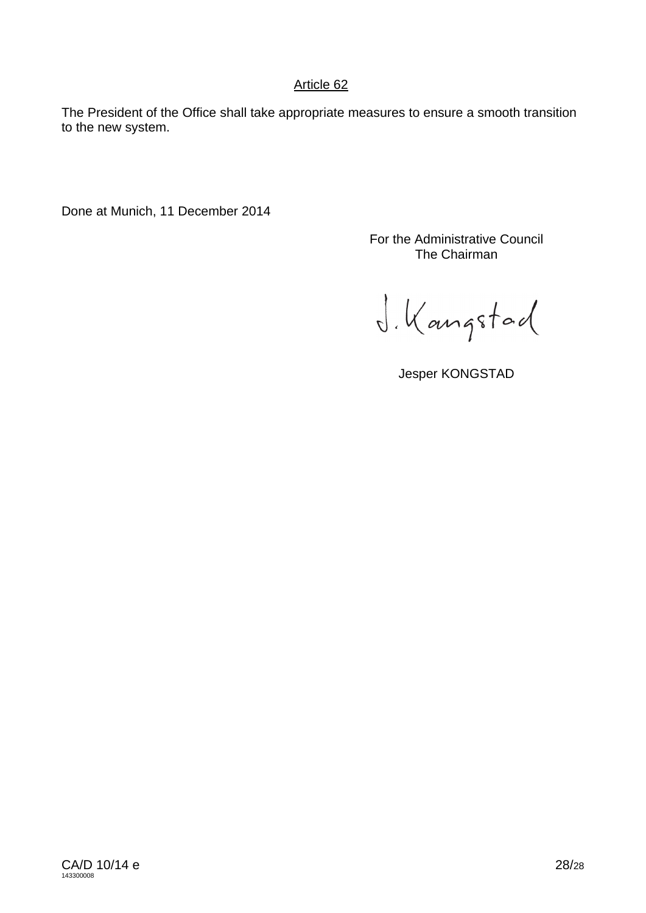Article 62

The President of the Office shall take appropriate measures to ensure a smooth transition to the new system.

Done at Munich, 11 December 2014

For the Administrative Council
The Chairman

J. Kongstad

Jesper KONGSTAD